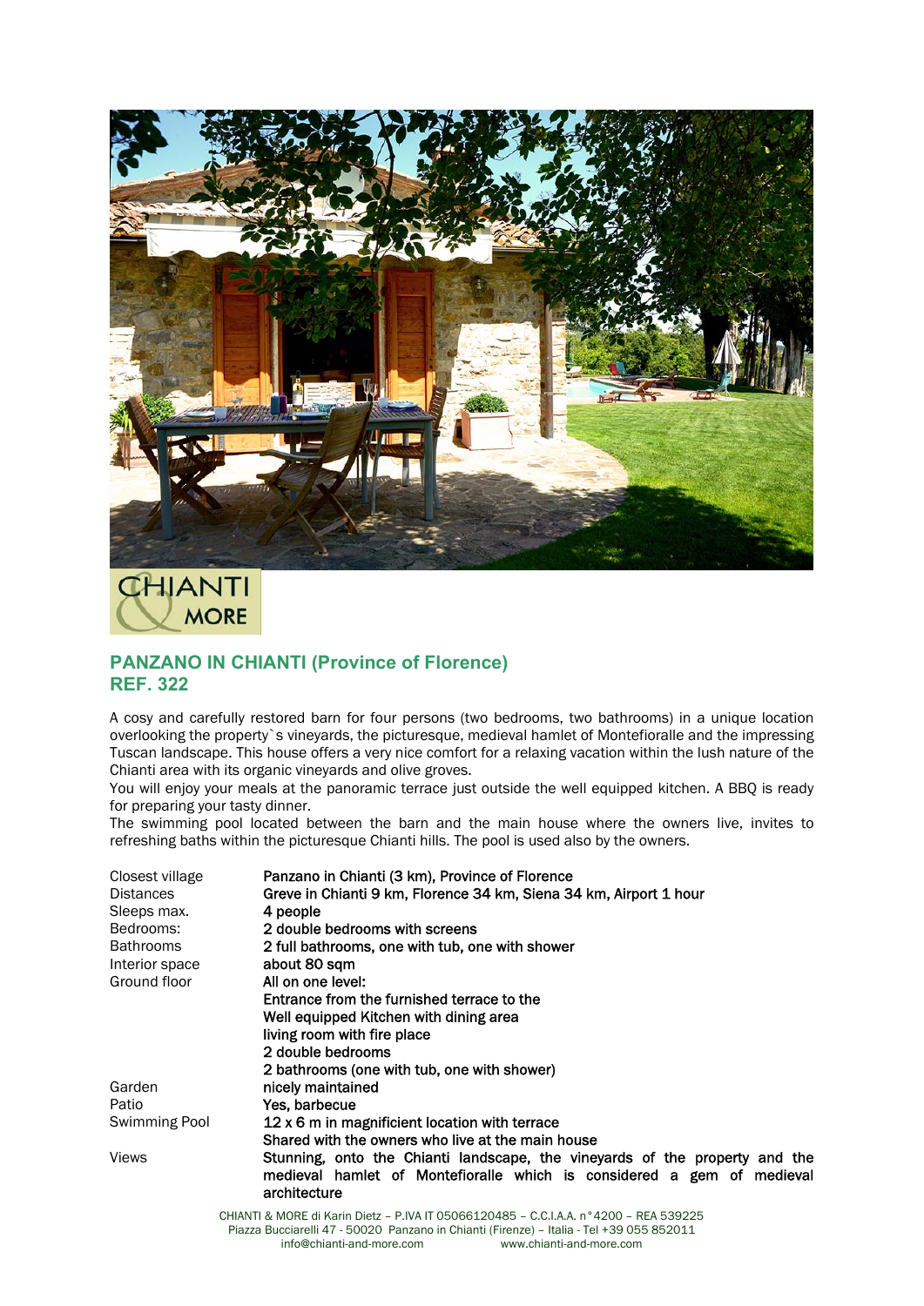CHIANTI & MORE

## PANZANO IN CHIANTI (Province of Florence)
## REF. 322

A cosy and carefully restored barn for four persons (two bedrooms, two bathrooms) in a unique location overlooking the property`s vineyards, the picturesque, medieval hamlet of Montefioralle and the impressing Tuscan landscape. This house offers a very nice comfort for a relaxing vacation within the lush nature of the Chianti area with its organic vineyards and olive groves.
You will enjoy your meals at the panoramic terrace just outside the well equipped kitchen. A BBQ is ready for preparing your tasty dinner.
The swimming pool located between the barn and the main house where the owners live, invites to refreshing baths within the picturesque Chianti hills. The pool is used also by the owners.

| | |
|---|---|
| Closest village | Panzano in Chianti (3 km), Province of Florence |
| Distances | Greve in Chianti 9 km, Florence 34 km, Siena 34 km, Airport 1 hour |
| Sleeps max. | 4 people |
| Bedrooms: | 2 double bedrooms with screens |
| Bathrooms | 2 full bathrooms, one with tub, one with shower |
| Interior space | about 80 sqm |
| Ground floor | All on one level:<br>Entrance from the furnished terrace to the<br>Well equipped Kitchen with dining area<br>living room with fire place<br>2 double bedrooms<br>2 bathrooms (one with tub, one with shower) |
| Garden | nicely maintained |
| Patio | Yes, barbecue |
| Swimming Pool | 12 x 6 m in magnificient location with terrace<br>Shared with the owners who live at the main house |
| Views | Stunning, onto the Chianti landscape, the vineyards of the property and the medieval hamlet of Montefioralle which is considered a gem of medieval architecture |

CHIANTI & MORE di Karin Dietz – P.IVA IT 05066120485 – C.C.I.A.A. n°4200 – REA 539225
Piazza Bucciarelli 47 - 50020 Panzano in Chianti (Firenze) – Italia - Tel +39 055 852011
info@chianti-and-more.com www.chianti-and-more.com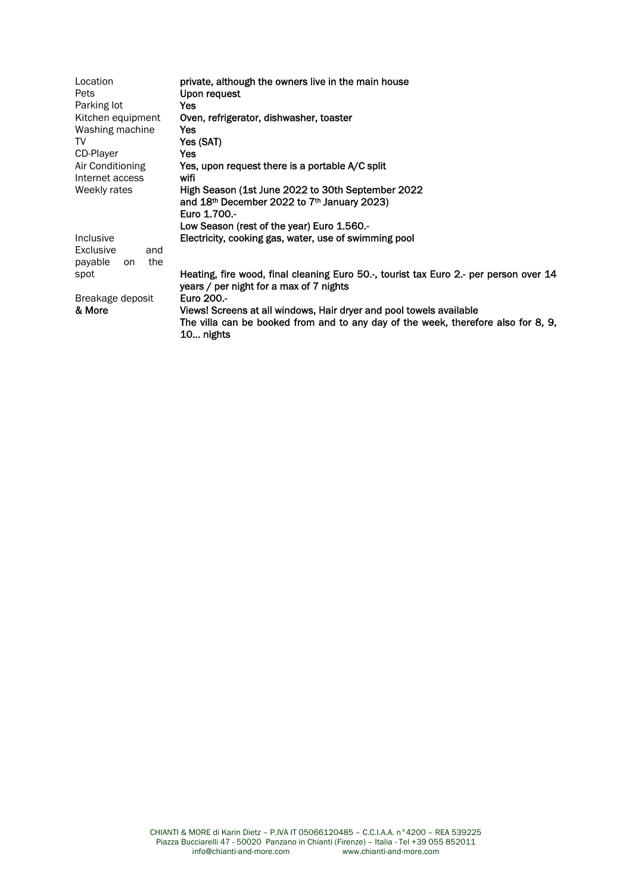| | |
|---|---|
| Location | **private, although the owners live in the main house** |
| Pets | **Upon request** |
| Parking lot | **Yes** |
| Kitchen equipment | **Oven, refrigerator, dishwasher, toaster** |
| Washing machine | **Yes** |
| TV | **Yes (SAT)** |
| CD-Player | **Yes** |
| Air Conditioning | **Yes, upon request there is a portable A/C split** |
| Internet access | **wifi** |
| Weekly rates | **High Season (1st June 2022 to 30th September 2022 and 18th December 2022 to 7th January 2023) Euro 1.700.- Low Season (rest of the year) Euro 1.560.-** |
| Inclusive | **Electricity, cooking gas, water, use of swimming pool** |
| Exclusive and payable on the spot | **Heating, fire wood, final cleaning Euro 50.-, tourist tax Euro 2.- per person over 14 years / per night for a max of 7 nights** |
| Breakage deposit | **Euro 200.-** |
| **& More** | **Views! Screens at all windows, Hair dryer and pool towels available The villa can be booked from and to any day of the week, therefore also for 8, 9, 10… nights** |

CHIANTI & MORE di Karin Dietz – P.IVA IT 05066120485 – C.C.I.A.A. n°4200 – REA 539225
Piazza Bucciarelli 47 - 50020 Panzano in Chianti (Firenze) – Italia - Tel +39 055 852011
info@chianti-and-more.com www.chianti-and-more.com